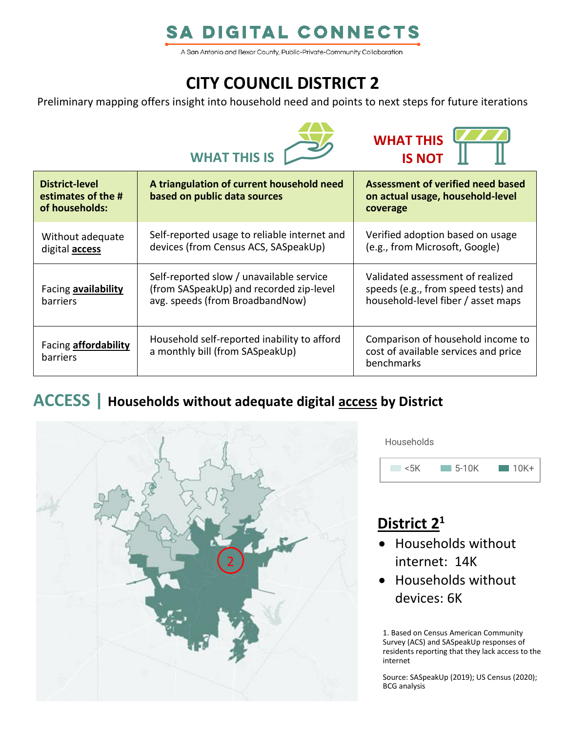# SA DIGITAL CONNECTS

A San Antonio and Bexar County, Public-Private-Community Collaboration

## CITY COUNCIL DISTRICT 2

Preliminary mapping offers insight into household need and points to next steps for future iterations

| District-level estimates of the # of households: | WHAT THIS IS<br>A triangulation of current household need based on public data sources | WHAT THIS IS NOT<br>Assessment of verified need based on actual usage, household-level coverage |
|---|---|---|
| Without adequate digital **access** | Self-reported usage to reliable internet and devices (from Census ACS, SASpeakUp) | Verified adoption based on usage (e.g., from Microsoft, Google) |
| Facing **availability** barriers | Self-reported slow / unavailable service (from SASpeakUp) and recorded zip-level avg. speeds (from BroadbandNow) | Validated assessment of realized speeds (e.g., from speed tests) and household-level fiber / asset maps |
| Facing **affordability** barriers | Household self-reported inability to afford a monthly bill (from SASpeakUp) | Comparison of household income to cost of available services and price benchmarks |

## ACCESS | Households without adequate digital access by District

Households: <5K, 5-10K, 10K+

### District 2[1]

- Households without internet: 14K
- Households without devices: 6K

1. Based on Census American Community Survey (ACS) and SASpeakUp responses of residents reporting that they lack access to the internet

Source: SASpeakUp (2019); US Census (2020); BCG analysis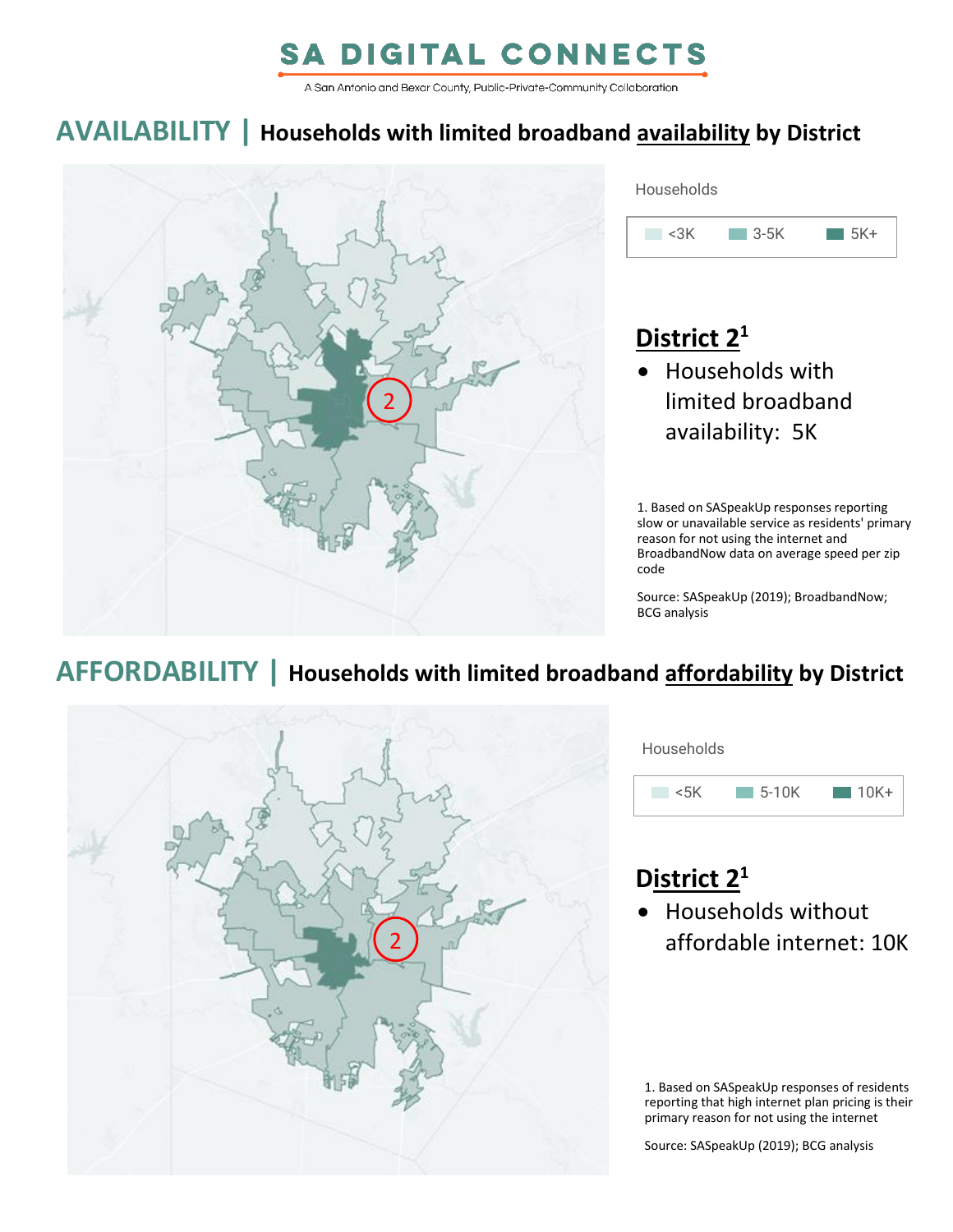# SA DIGITAL CONNECTS

A San Antonio and Bexar County, Public-Private-Community Collaboration

## AVAILABILITY | Households with limited broadband availability by District

2

Households

<3K 3-5K 5K+

### District 2[1]

- Households with limited broadband availability: 5K

1. Based on SASpeakUp responses reporting slow or unavailable service as residents' primary reason for not using the internet and BroadbandNow data on average speed per zip code

Source: SASpeakUp (2019); BroadbandNow; BCG analysis

## AFFORDABILITY | Households with limited broadband affordability by District

2

Households

<5K 5-10K 10K+

### District 2[1]

- Households without affordable internet: 10K

1. Based on SASpeakUp responses of residents reporting that high internet plan pricing is their primary reason for not using the internet

Source: SASpeakUp (2019); BCG analysis